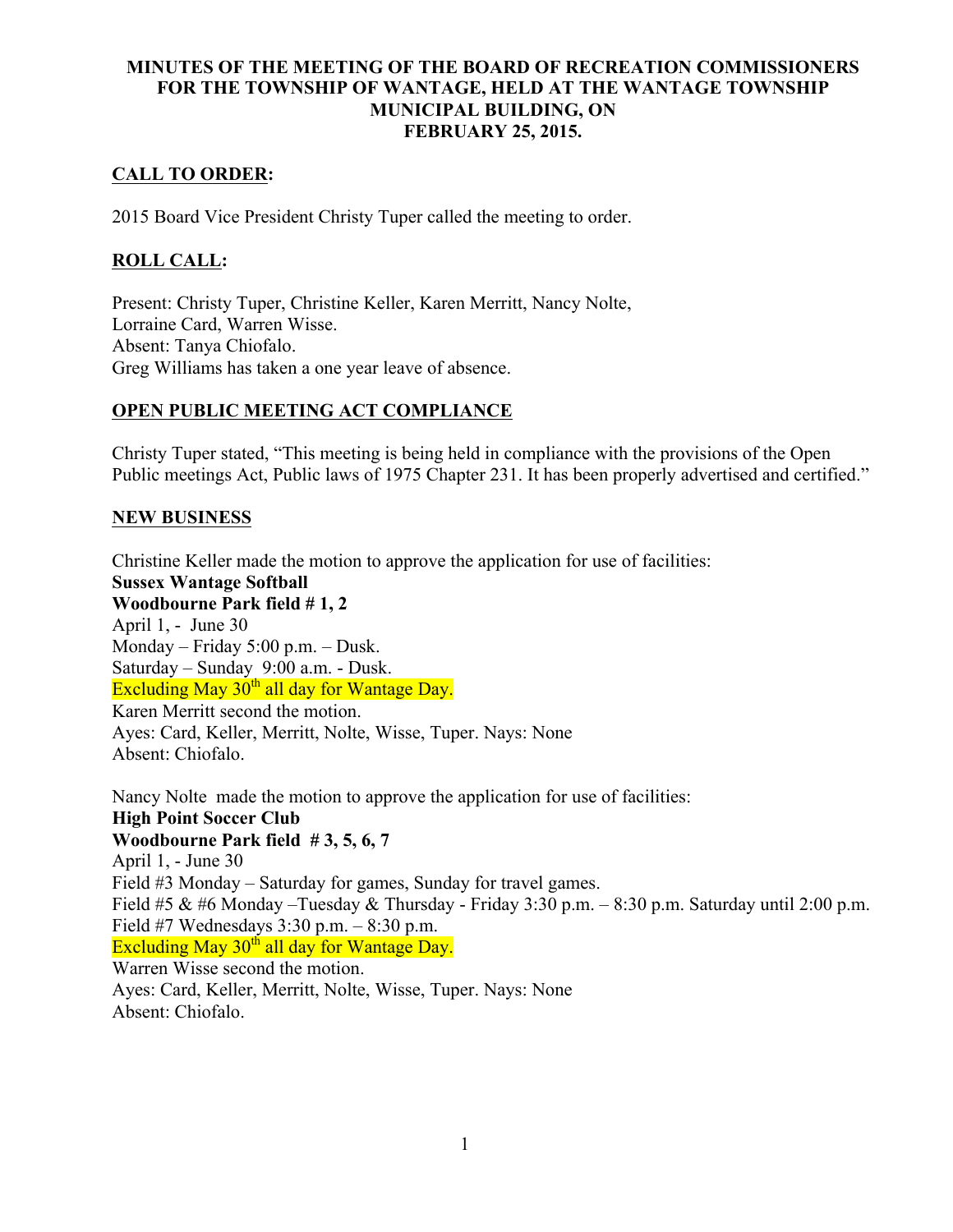# MINUTES OF THE MEETING OF THE BOARD OF RECREATION COMMISSIONERS FOR THE TOWNSHIP OF WANTAGE, HELD AT THE WANTAGE TOWNSHIP MUNICIPAL BUILDING, ON FEBRUARY 25, 2015.

## CALL TO ORDER:

2015 Board Vice President Christy Tuper called the meeting to order.

## ROLL CALL:

Present: Christy Tuper, Christine Keller, Karen Merritt, Nancy Nolte,
Lorraine Card, Warren Wisse.
Absent: Tanya Chiofalo.
Greg Williams has taken a one year leave of absence.

## OPEN PUBLIC MEETING ACT COMPLIANCE

Christy Tuper stated, "This meeting is being held in compliance with the provisions of the Open Public meetings Act, Public laws of 1975 Chapter 231. It has been properly advertised and certified."

## NEW BUSINESS

Christine Keller made the motion to approve the application for use of facilities:
**Sussex Wantage Softball**
**Woodbourne Park field # 1, 2**
April 1, - June 30
Monday – Friday 5:00 p.m. – Dusk.
Saturday – Sunday 9:00 a.m. - Dusk.
Excluding May 30th all day for Wantage Day.
Karen Merritt second the motion.
Ayes: Card, Keller, Merritt, Nolte, Wisse, Tuper. Nays: None
Absent: Chiofalo.

Nancy Nolte made the motion to approve the application for use of facilities:
**High Point Soccer Club**
**Woodbourne Park field # 3, 5, 6, 7**
April 1, - June 30
Field #3 Monday – Saturday for games, Sunday for travel games.
Field #5 & #6 Monday –Tuesday & Thursday - Friday 3:30 p.m. – 8:30 p.m. Saturday until 2:00 p.m.
Field #7 Wednesdays 3:30 p.m. – 8:30 p.m.
Excluding May 30th all day for Wantage Day.
Warren Wisse second the motion.
Ayes: Card, Keller, Merritt, Nolte, Wisse, Tuper. Nays: None
Absent: Chiofalo.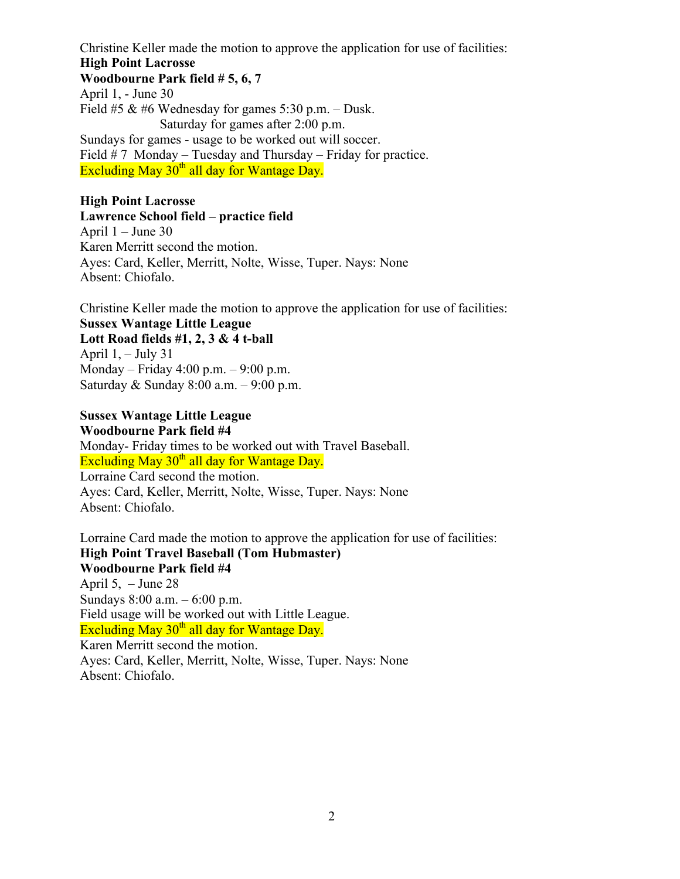Christine Keller made the motion to approve the application for use of facilities:
**High Point Lacrosse**
**Woodbourne Park field # 5, 6, 7**
April 1, - June 30
Field #5 & #6 Wednesday for games 5:30 p.m. – Dusk.
Saturday for games after 2:00 p.m.
Sundays for games - usage to be worked out will soccer.
Field # 7 Monday – Tuesday and Thursday – Friday for practice.
Excluding May 30th all day for Wantage Day.

**High Point Lacrosse**
**Lawrence School field – practice field**
April 1 – June 30
Karen Merritt second the motion.
Ayes: Card, Keller, Merritt, Nolte, Wisse, Tuper. Nays: None
Absent: Chiofalo.

Christine Keller made the motion to approve the application for use of facilities:
**Sussex Wantage Little League**
**Lott Road fields #1, 2, 3 & 4 t-ball**
April 1, – July 31
Monday – Friday 4:00 p.m. – 9:00 p.m.
Saturday & Sunday 8:00 a.m. – 9:00 p.m.

**Sussex Wantage Little League**
**Woodbourne Park field #4**
Monday- Friday times to be worked out with Travel Baseball.
Excluding May 30th all day for Wantage Day.
Lorraine Card second the motion.
Ayes: Card, Keller, Merritt, Nolte, Wisse, Tuper. Nays: None
Absent: Chiofalo.

Lorraine Card made the motion to approve the application for use of facilities:
**High Point Travel Baseball (Tom Hubmaster)**
**Woodbourne Park field #4**
April 5, – June 28
Sundays 8:00 a.m. – 6:00 p.m.
Field usage will be worked out with Little League.
Excluding May 30th all day for Wantage Day.
Karen Merritt second the motion.
Ayes: Card, Keller, Merritt, Nolte, Wisse, Tuper. Nays: None
Absent: Chiofalo.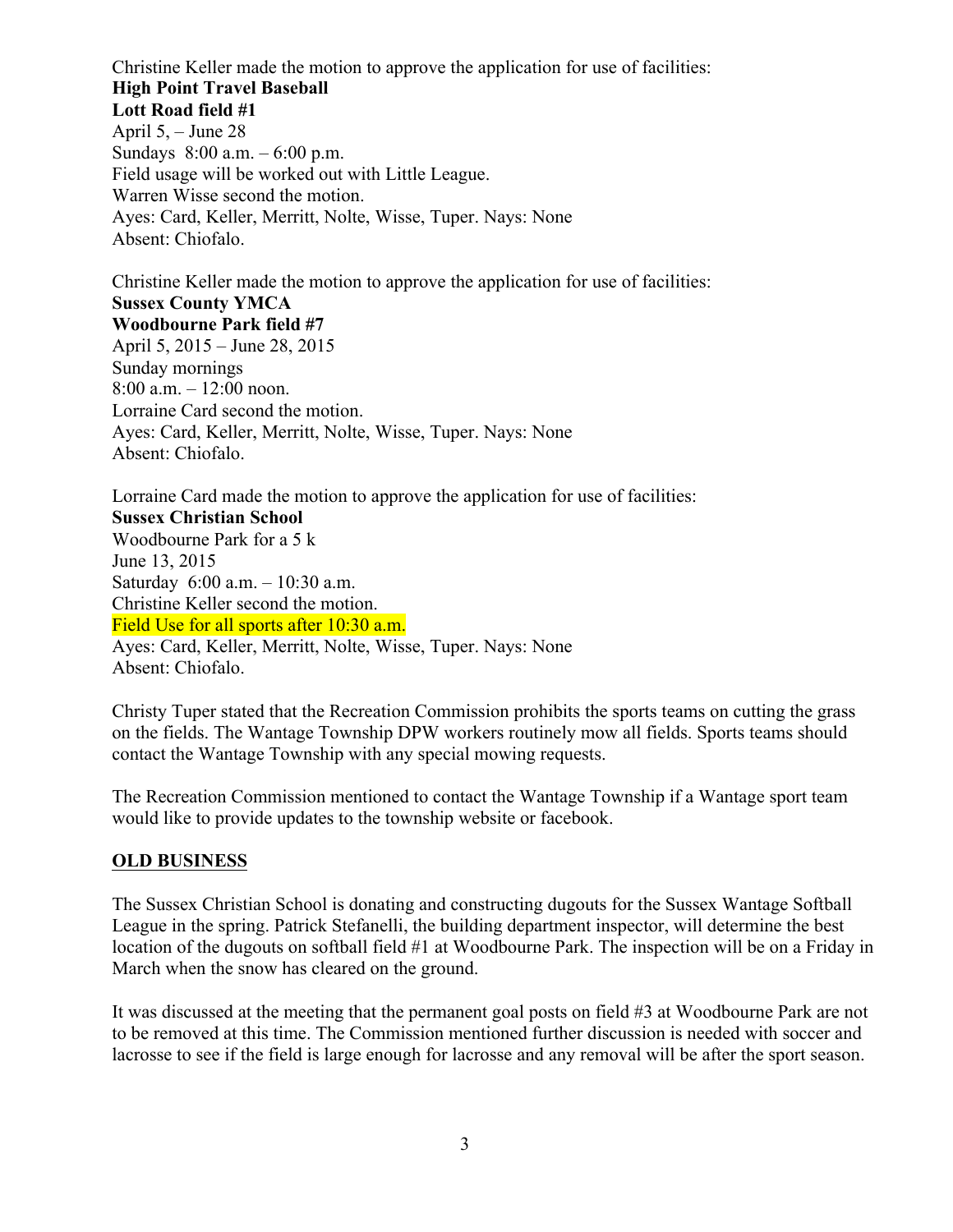Christine Keller made the motion to approve the application for use of facilities:
**High Point Travel Baseball**
**Lott Road field #1**
April 5, – June 28
Sundays 8:00 a.m. – 6:00 p.m.
Field usage will be worked out with Little League.
Warren Wisse second the motion.
Ayes: Card, Keller, Merritt, Nolte, Wisse, Tuper. Nays: None
Absent: Chiofalo.

Christine Keller made the motion to approve the application for use of facilities:
**Sussex County YMCA**
**Woodbourne Park field #7**
April 5, 2015 – June 28, 2015
Sunday mornings
8:00 a.m. – 12:00 noon.
Lorraine Card second the motion.
Ayes: Card, Keller, Merritt, Nolte, Wisse, Tuper. Nays: None
Absent: Chiofalo.

Lorraine Card made the motion to approve the application for use of facilities:
**Sussex Christian School**
Woodbourne Park for a 5 k
June 13, 2015
Saturday 6:00 a.m. – 10:30 a.m.
Christine Keller second the motion.
Field Use for all sports after 10:30 a.m.
Ayes: Card, Keller, Merritt, Nolte, Wisse, Tuper. Nays: None
Absent: Chiofalo.

Christy Tuper stated that the Recreation Commission prohibits the sports teams on cutting the grass on the fields. The Wantage Township DPW workers routinely mow all fields. Sports teams should contact the Wantage Township with any special mowing requests.

The Recreation Commission mentioned to contact the Wantage Township if a Wantage sport team would like to provide updates to the township website or facebook.

## OLD BUSINESS

The Sussex Christian School is donating and constructing dugouts for the Sussex Wantage Softball League in the spring. Patrick Stefanelli, the building department inspector, will determine the best location of the dugouts on softball field #1 at Woodbourne Park. The inspection will be on a Friday in March when the snow has cleared on the ground.

It was discussed at the meeting that the permanent goal posts on field #3 at Woodbourne Park are not to be removed at this time. The Commission mentioned further discussion is needed with soccer and lacrosse to see if the field is large enough for lacrosse and any removal will be after the sport season.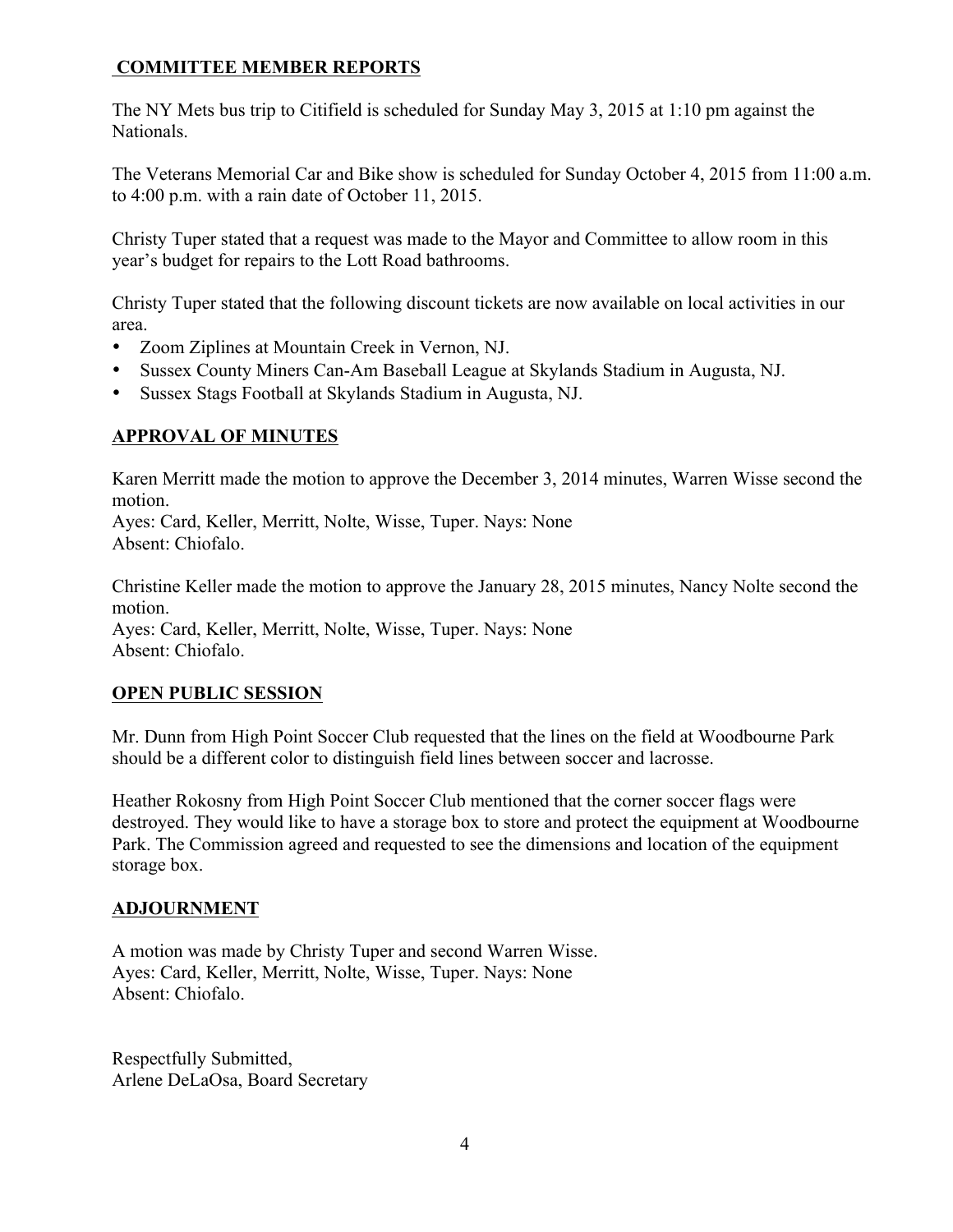## COMMITTEE MEMBER REPORTS

The NY Mets bus trip to Citifield is scheduled for Sunday May 3, 2015 at 1:10 pm against the Nationals.

The Veterans Memorial Car and Bike show is scheduled for Sunday October 4, 2015 from 11:00 a.m. to 4:00 p.m. with a rain date of October 11, 2015.

Christy Tuper stated that a request was made to the Mayor and Committee to allow room in this year's budget for repairs to the Lott Road bathrooms.

Christy Tuper stated that the following discount tickets are now available on local activities in our area.

- Zoom Ziplines at Mountain Creek in Vernon, NJ.
- Sussex County Miners Can-Am Baseball League at Skylands Stadium in Augusta, NJ.
- Sussex Stags Football at Skylands Stadium in Augusta, NJ.

## APPROVAL OF MINUTES

Karen Merritt made the motion to approve the December 3, 2014 minutes, Warren Wisse second the motion.
Ayes: Card, Keller, Merritt, Nolte, Wisse, Tuper. Nays: None
Absent: Chiofalo.

Christine Keller made the motion to approve the January 28, 2015 minutes, Nancy Nolte second the motion.
Ayes: Card, Keller, Merritt, Nolte, Wisse, Tuper. Nays: None
Absent: Chiofalo.

## OPEN PUBLIC SESSION

Mr. Dunn from High Point Soccer Club requested that the lines on the field at Woodbourne Park should be a different color to distinguish field lines between soccer and lacrosse.

Heather Rokosny from High Point Soccer Club mentioned that the corner soccer flags were destroyed. They would like to have a storage box to store and protect the equipment at Woodbourne Park. The Commission agreed and requested to see the dimensions and location of the equipment storage box.

## ADJOURNMENT

A motion was made by Christy Tuper and second Warren Wisse.
Ayes: Card, Keller, Merritt, Nolte, Wisse, Tuper. Nays: None
Absent: Chiofalo.

Respectfully Submitted,
Arlene DeLaOsa, Board Secretary